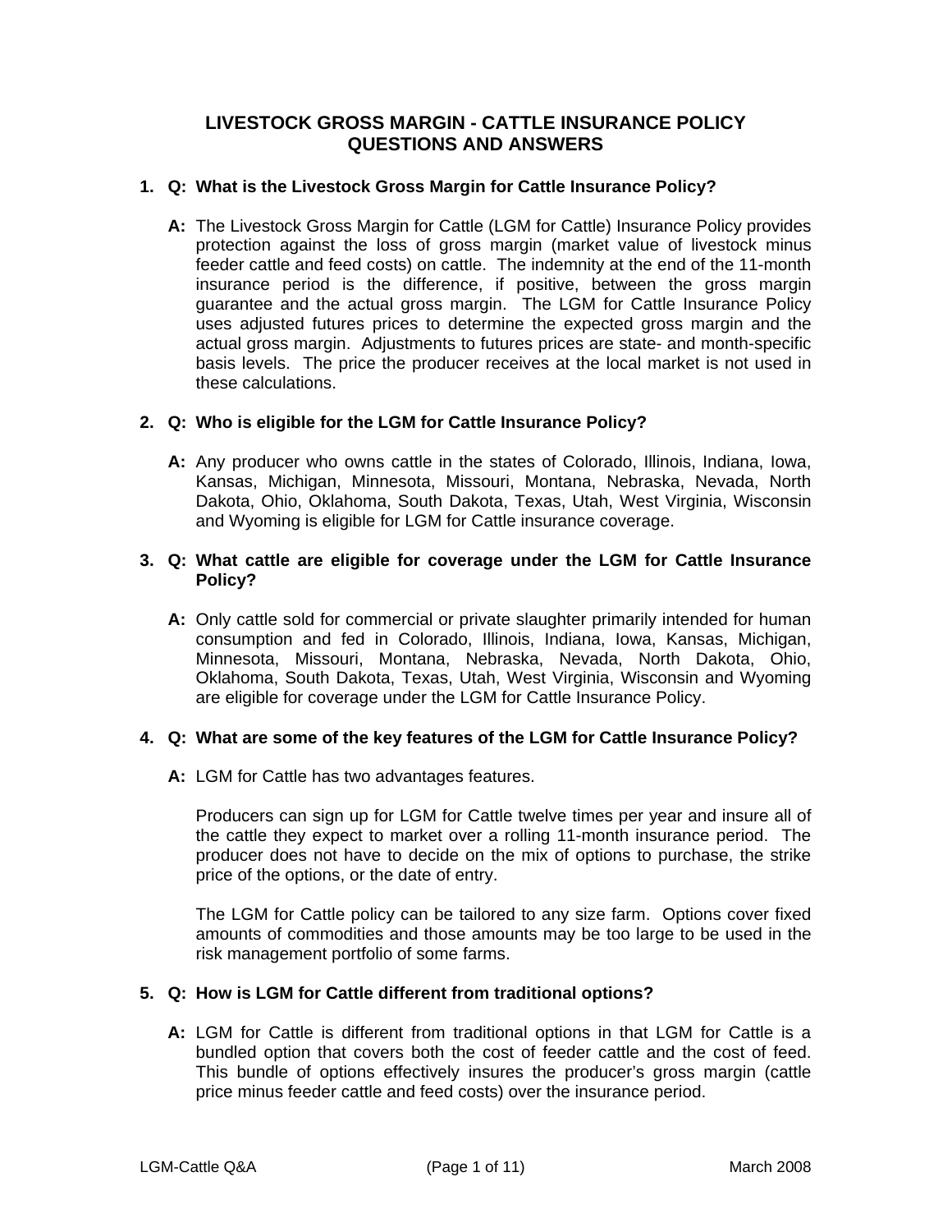# LIVESTOCK GROSS MARGIN - CATTLE INSURANCE POLICY QUESTIONS AND ANSWERS

**1. Q: What is the Livestock Gross Margin for Cattle Insurance Policy?**

**A:** The Livestock Gross Margin for Cattle (LGM for Cattle) Insurance Policy provides protection against the loss of gross margin (market value of livestock minus feeder cattle and feed costs) on cattle. The indemnity at the end of the 11-month insurance period is the difference, if positive, between the gross margin guarantee and the actual gross margin. The LGM for Cattle Insurance Policy uses adjusted futures prices to determine the expected gross margin and the actual gross margin. Adjustments to futures prices are state- and month-specific basis levels. The price the producer receives at the local market is not used in these calculations.

**2. Q: Who is eligible for the LGM for Cattle Insurance Policy?**

**A:** Any producer who owns cattle in the states of Colorado, Illinois, Indiana, Iowa, Kansas, Michigan, Minnesota, Missouri, Montana, Nebraska, Nevada, North Dakota, Ohio, Oklahoma, South Dakota, Texas, Utah, West Virginia, Wisconsin and Wyoming is eligible for LGM for Cattle insurance coverage.

**3. Q: What cattle are eligible for coverage under the LGM for Cattle Insurance Policy?**

**A:** Only cattle sold for commercial or private slaughter primarily intended for human consumption and fed in Colorado, Illinois, Indiana, Iowa, Kansas, Michigan, Minnesota, Missouri, Montana, Nebraska, Nevada, North Dakota, Ohio, Oklahoma, South Dakota, Texas, Utah, West Virginia, Wisconsin and Wyoming are eligible for coverage under the LGM for Cattle Insurance Policy.

**4. Q: What are some of the key features of the LGM for Cattle Insurance Policy?**

**A:** LGM for Cattle has two advantages features.

Producers can sign up for LGM for Cattle twelve times per year and insure all of the cattle they expect to market over a rolling 11-month insurance period. The producer does not have to decide on the mix of options to purchase, the strike price of the options, or the date of entry.

The LGM for Cattle policy can be tailored to any size farm. Options cover fixed amounts of commodities and those amounts may be too large to be used in the risk management portfolio of some farms.

**5. Q: How is LGM for Cattle different from traditional options?**

**A:** LGM for Cattle is different from traditional options in that LGM for Cattle is a bundled option that covers both the cost of feeder cattle and the cost of feed. This bundle of options effectively insures the producer's gross margin (cattle price minus feeder cattle and feed costs) over the insurance period.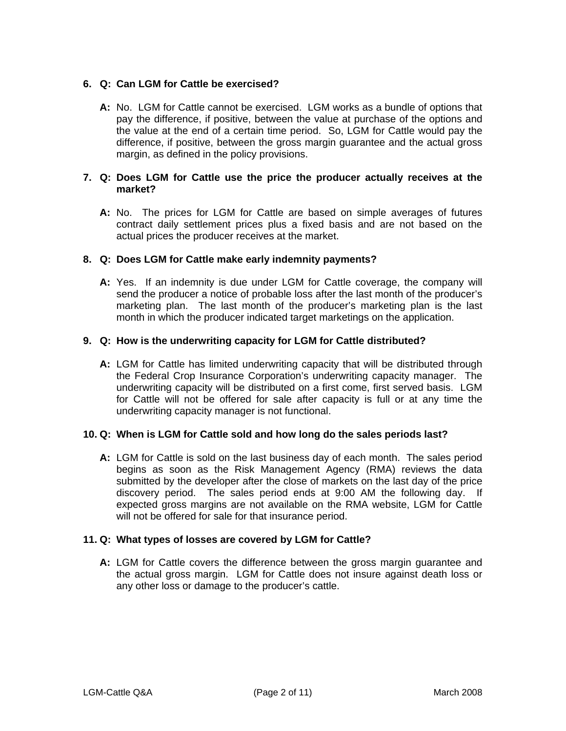6. **Q: Can LGM for Cattle be exercised?**

   **A:** No. LGM for Cattle cannot be exercised. LGM works as a bundle of options that pay the difference, if positive, between the value at purchase of the options and the value at the end of a certain time period. So, LGM for Cattle would pay the difference, if positive, between the gross margin guarantee and the actual gross margin, as defined in the policy provisions.

7. **Q: Does LGM for Cattle use the price the producer actually receives at the market?**

   **A:** No. The prices for LGM for Cattle are based on simple averages of futures contract daily settlement prices plus a fixed basis and are not based on the actual prices the producer receives at the market.

8. **Q: Does LGM for Cattle make early indemnity payments?**

   **A:** Yes. If an indemnity is due under LGM for Cattle coverage, the company will send the producer a notice of probable loss after the last month of the producer's marketing plan. The last month of the producer's marketing plan is the last month in which the producer indicated target marketings on the application.

9. **Q: How is the underwriting capacity for LGM for Cattle distributed?**

   **A:** LGM for Cattle has limited underwriting capacity that will be distributed through the Federal Crop Insurance Corporation's underwriting capacity manager. The underwriting capacity will be distributed on a first come, first served basis. LGM for Cattle will not be offered for sale after capacity is full or at any time the underwriting capacity manager is not functional.

10. **Q: When is LGM for Cattle sold and how long do the sales periods last?**

    **A:** LGM for Cattle is sold on the last business day of each month. The sales period begins as soon as the Risk Management Agency (RMA) reviews the data submitted by the developer after the close of markets on the last day of the price discovery period. The sales period ends at 9:00 AM the following day. If expected gross margins are not available on the RMA website, LGM for Cattle will not be offered for sale for that insurance period.

11. **Q: What types of losses are covered by LGM for Cattle?**

    **A:** LGM for Cattle covers the difference between the gross margin guarantee and the actual gross margin. LGM for Cattle does not insure against death loss or any other loss or damage to the producer's cattle.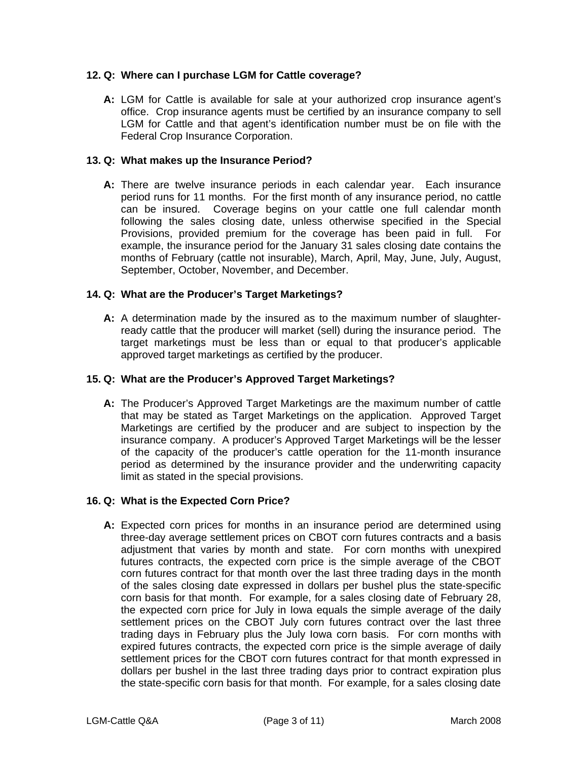**12. Q: Where can I purchase LGM for Cattle coverage?**

**A:** LGM for Cattle is available for sale at your authorized crop insurance agent's office. Crop insurance agents must be certified by an insurance company to sell LGM for Cattle and that agent's identification number must be on file with the Federal Crop Insurance Corporation.

**13. Q: What makes up the Insurance Period?**

**A:** There are twelve insurance periods in each calendar year. Each insurance period runs for 11 months. For the first month of any insurance period, no cattle can be insured. Coverage begins on your cattle one full calendar month following the sales closing date, unless otherwise specified in the Special Provisions, provided premium for the coverage has been paid in full. For example, the insurance period for the January 31 sales closing date contains the months of February (cattle not insurable), March, April, May, June, July, August, September, October, November, and December.

**14. Q: What are the Producer's Target Marketings?**

**A:** A determination made by the insured as to the maximum number of slaughter-ready cattle that the producer will market (sell) during the insurance period. The target marketings must be less than or equal to that producer's applicable approved target marketings as certified by the producer.

**15. Q: What are the Producer's Approved Target Marketings?**

**A:** The Producer's Approved Target Marketings are the maximum number of cattle that may be stated as Target Marketings on the application. Approved Target Marketings are certified by the producer and are subject to inspection by the insurance company. A producer's Approved Target Marketings will be the lesser of the capacity of the producer's cattle operation for the 11-month insurance period as determined by the insurance provider and the underwriting capacity limit as stated in the special provisions.

**16. Q: What is the Expected Corn Price?**

**A:** Expected corn prices for months in an insurance period are determined using three-day average settlement prices on CBOT corn futures contracts and a basis adjustment that varies by month and state. For corn months with unexpired futures contracts, the expected corn price is the simple average of the CBOT corn futures contract for that month over the last three trading days in the month of the sales closing date expressed in dollars per bushel plus the state-specific corn basis for that month. For example, for a sales closing date of February 28, the expected corn price for July in Iowa equals the simple average of the daily settlement prices on the CBOT July corn futures contract over the last three trading days in February plus the July Iowa corn basis. For corn months with expired futures contracts, the expected corn price is the simple average of daily settlement prices for the CBOT corn futures contract for that month expressed in dollars per bushel in the last three trading days prior to contract expiration plus the state-specific corn basis for that month. For example, for a sales closing date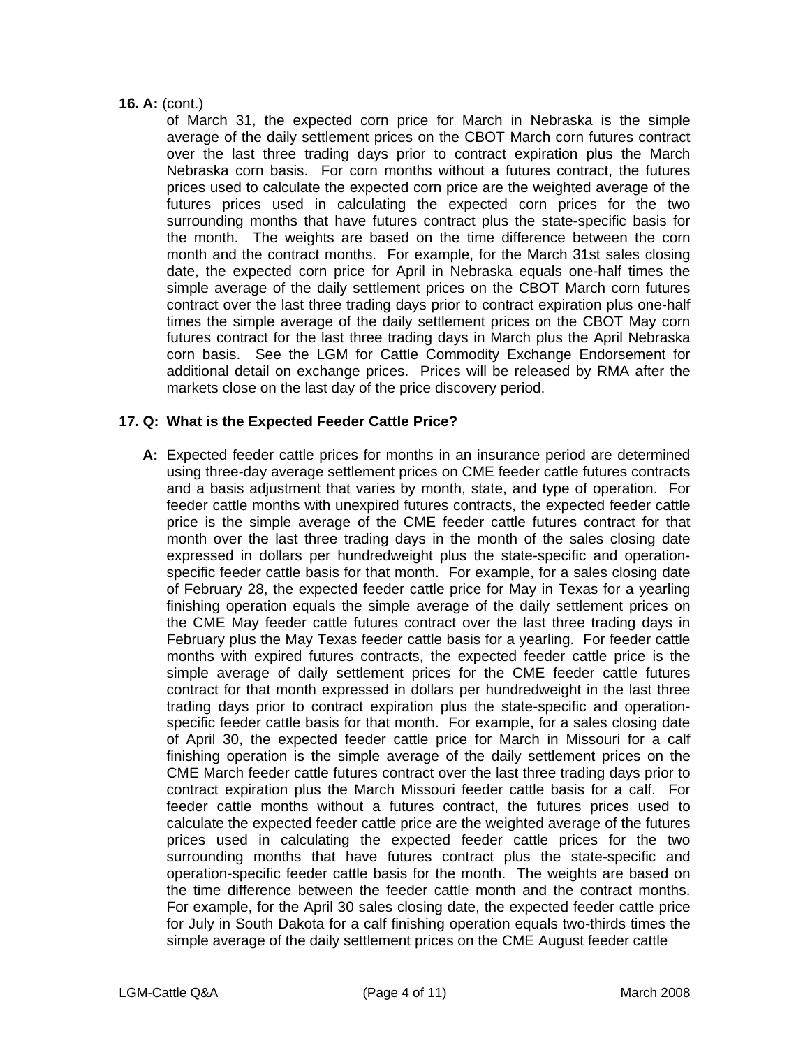**16. A:** (cont.)

of March 31, the expected corn price for March in Nebraska is the simple average of the daily settlement prices on the CBOT March corn futures contract over the last three trading days prior to contract expiration plus the March Nebraska corn basis. For corn months without a futures contract, the futures prices used to calculate the expected corn price are the weighted average of the futures prices used in calculating the expected corn prices for the two surrounding months that have futures contract plus the state-specific basis for the month. The weights are based on the time difference between the corn month and the contract months. For example, for the March 31st sales closing date, the expected corn price for April in Nebraska equals one-half times the simple average of the daily settlement prices on the CBOT March corn futures contract over the last three trading days prior to contract expiration plus one-half times the simple average of the daily settlement prices on the CBOT May corn futures contract for the last three trading days in March plus the April Nebraska corn basis. See the LGM for Cattle Commodity Exchange Endorsement for additional detail on exchange prices. Prices will be released by RMA after the markets close on the last day of the price discovery period.

**17. Q: What is the Expected Feeder Cattle Price?**

**A:** Expected feeder cattle prices for months in an insurance period are determined using three-day average settlement prices on CME feeder cattle futures contracts and a basis adjustment that varies by month, state, and type of operation. For feeder cattle months with unexpired futures contracts, the expected feeder cattle price is the simple average of the CME feeder cattle futures contract for that month over the last three trading days in the month of the sales closing date expressed in dollars per hundredweight plus the state-specific and operation-specific feeder cattle basis for that month. For example, for a sales closing date of February 28, the expected feeder cattle price for May in Texas for a yearling finishing operation equals the simple average of the daily settlement prices on the CME May feeder cattle futures contract over the last three trading days in February plus the May Texas feeder cattle basis for a yearling. For feeder cattle months with expired futures contracts, the expected feeder cattle price is the simple average of daily settlement prices for the CME feeder cattle futures contract for that month expressed in dollars per hundredweight in the last three trading days prior to contract expiration plus the state-specific and operation-specific feeder cattle basis for that month. For example, for a sales closing date of April 30, the expected feeder cattle price for March in Missouri for a calf finishing operation is the simple average of the daily settlement prices on the CME March feeder cattle futures contract over the last three trading days prior to contract expiration plus the March Missouri feeder cattle basis for a calf. For feeder cattle months without a futures contract, the futures prices used to calculate the expected feeder cattle price are the weighted average of the futures prices used in calculating the expected feeder cattle prices for the two surrounding months that have futures contract plus the state-specific and operation-specific feeder cattle basis for the month. The weights are based on the time difference between the feeder cattle month and the contract months. For example, for the April 30 sales closing date, the expected feeder cattle price for July in South Dakota for a calf finishing operation equals two-thirds times the simple average of the daily settlement prices on the CME August feeder cattle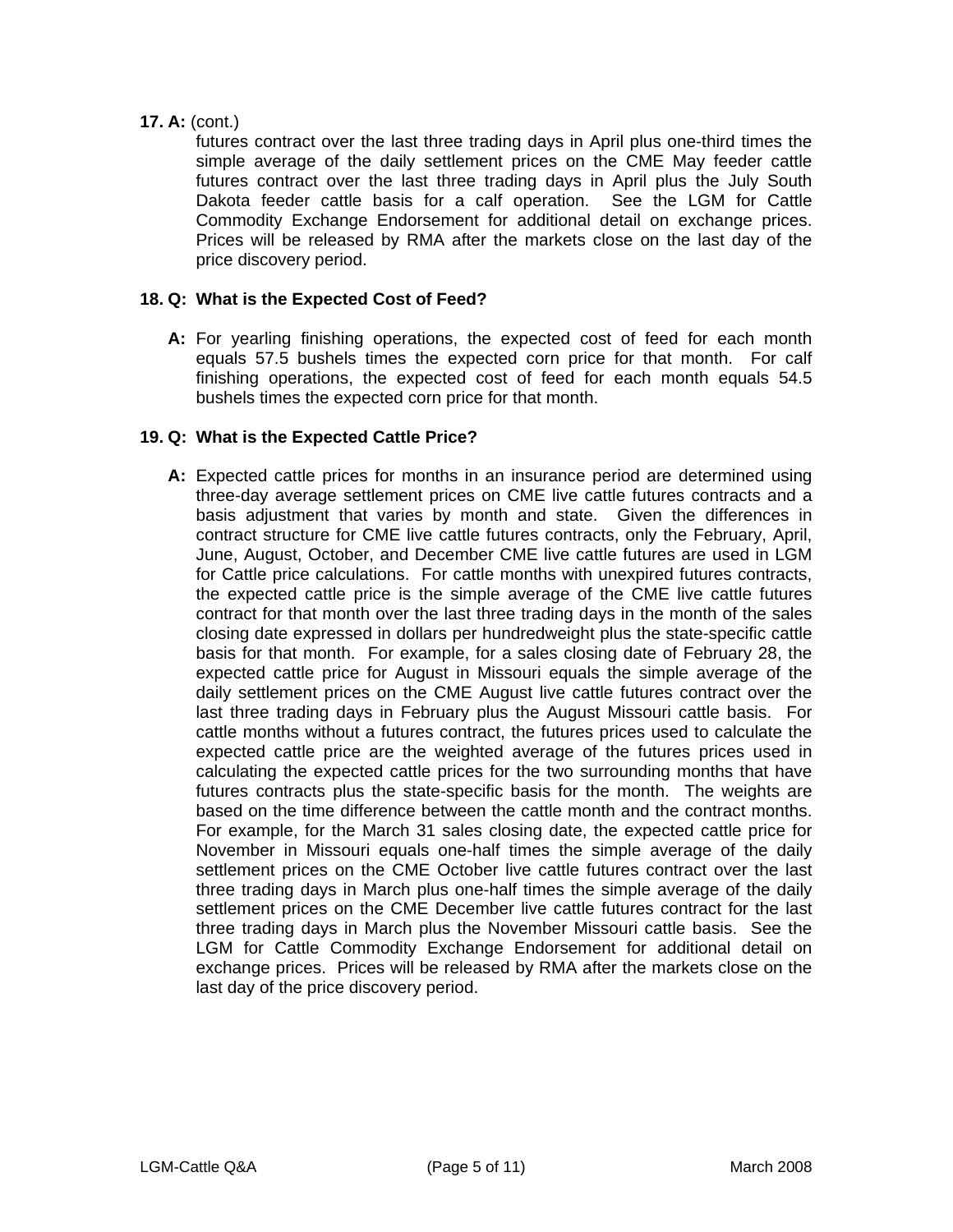**17. A:** (cont.)

futures contract over the last three trading days in April plus one-third times the simple average of the daily settlement prices on the CME May feeder cattle futures contract over the last three trading days in April plus the July South Dakota feeder cattle basis for a calf operation. See the LGM for Cattle Commodity Exchange Endorsement for additional detail on exchange prices. Prices will be released by RMA after the markets close on the last day of the price discovery period.

**18. Q: What is the Expected Cost of Feed?**

**A:** For yearling finishing operations, the expected cost of feed for each month equals 57.5 bushels times the expected corn price for that month. For calf finishing operations, the expected cost of feed for each month equals 54.5 bushels times the expected corn price for that month.

**19. Q: What is the Expected Cattle Price?**

**A:** Expected cattle prices for months in an insurance period are determined using three-day average settlement prices on CME live cattle futures contracts and a basis adjustment that varies by month and state. Given the differences in contract structure for CME live cattle futures contracts, only the February, April, June, August, October, and December CME live cattle futures are used in LGM for Cattle price calculations. For cattle months with unexpired futures contracts, the expected cattle price is the simple average of the CME live cattle futures contract for that month over the last three trading days in the month of the sales closing date expressed in dollars per hundredweight plus the state-specific cattle basis for that month. For example, for a sales closing date of February 28, the expected cattle price for August in Missouri equals the simple average of the daily settlement prices on the CME August live cattle futures contract over the last three trading days in February plus the August Missouri cattle basis. For cattle months without a futures contract, the futures prices used to calculate the expected cattle price are the weighted average of the futures prices used in calculating the expected cattle prices for the two surrounding months that have futures contracts plus the state-specific basis for the month. The weights are based on the time difference between the cattle month and the contract months. For example, for the March 31 sales closing date, the expected cattle price for November in Missouri equals one-half times the simple average of the daily settlement prices on the CME October live cattle futures contract over the last three trading days in March plus one-half times the simple average of the daily settlement prices on the CME December live cattle futures contract for the last three trading days in March plus the November Missouri cattle basis. See the LGM for Cattle Commodity Exchange Endorsement for additional detail on exchange prices. Prices will be released by RMA after the markets close on the last day of the price discovery period.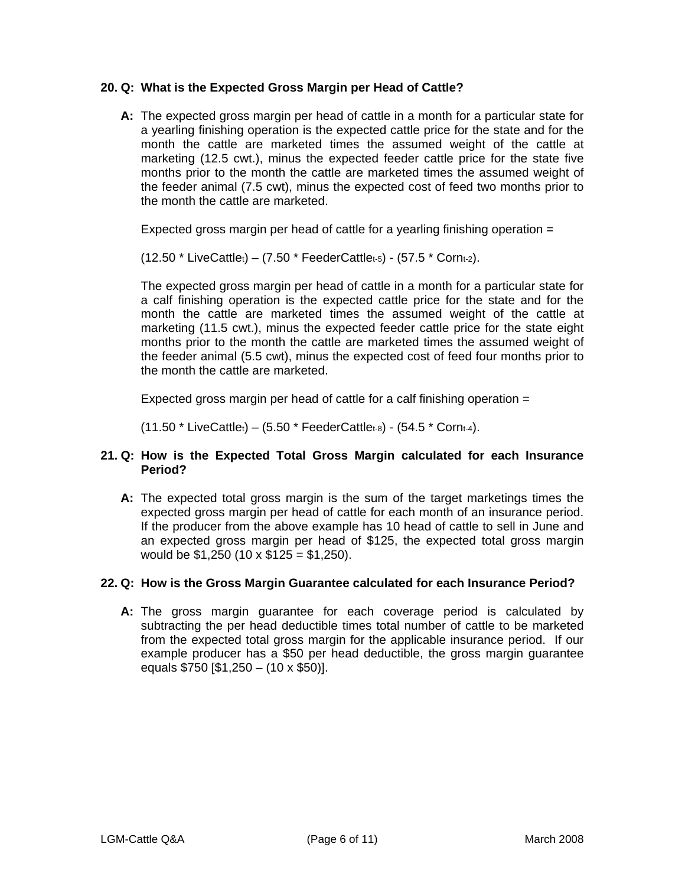**20. Q: What is the Expected Gross Margin per Head of Cattle?**

**A:** The expected gross margin per head of cattle in a month for a particular state for a yearling finishing operation is the expected cattle price for the state and for the month the cattle are marketed times the assumed weight of the cattle at marketing (12.5 cwt.), minus the expected feeder cattle price for the state five months prior to the month the cattle are marketed times the assumed weight of the feeder animal (7.5 cwt), minus the expected cost of feed two months prior to the month the cattle are marketed.

Expected gross margin per head of cattle for a yearling finishing operation =

$(12.50 * LiveCattle_{t}) – (7.50 * FeederCattle_{t-5}) - (57.5 * Corn_{t-2})$.

The expected gross margin per head of cattle in a month for a particular state for a calf finishing operation is the expected cattle price for the state and for the month the cattle are marketed times the assumed weight of the cattle at marketing (11.5 cwt.), minus the expected feeder cattle price for the state eight months prior to the month the cattle are marketed times the assumed weight of the feeder animal (5.5 cwt), minus the expected cost of feed four months prior to the month the cattle are marketed.

Expected gross margin per head of cattle for a calf finishing operation =

$(11.50 * LiveCattle_{t}) – (5.50 * FeederCattle_{t-8}) - (54.5 * Corn_{t-4})$.

**21. Q: How is the Expected Total Gross Margin calculated for each Insurance Period?**

**A:** The expected total gross margin is the sum of the target marketings times the expected gross margin per head of cattle for each month of an insurance period. If the producer from the above example has 10 head of cattle to sell in June and an expected gross margin per head of $125, the expected total gross margin would be $1,250 (10 x $125 = $1,250).

**22. Q: How is the Gross Margin Guarantee calculated for each Insurance Period?**

**A:** The gross margin guarantee for each coverage period is calculated by subtracting the per head deductible times total number of cattle to be marketed from the expected total gross margin for the applicable insurance period. If our example producer has a $50 per head deductible, the gross margin guarantee equals $750 [$1,250 – (10 x $50)].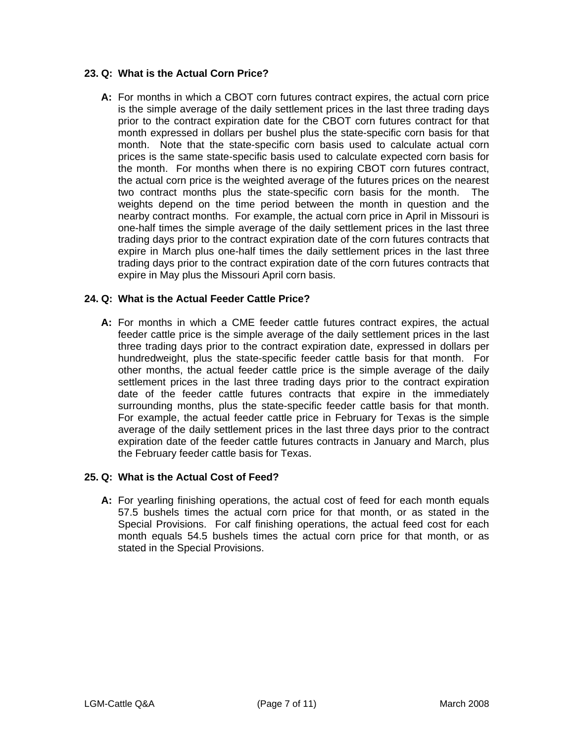**23. Q: What is the Actual Corn Price?**

**A:** For months in which a CBOT corn futures contract expires, the actual corn price is the simple average of the daily settlement prices in the last three trading days prior to the contract expiration date for the CBOT corn futures contract for that month expressed in dollars per bushel plus the state-specific corn basis for that month. Note that the state-specific corn basis used to calculate actual corn prices is the same state-specific basis used to calculate expected corn basis for the month. For months when there is no expiring CBOT corn futures contract, the actual corn price is the weighted average of the futures prices on the nearest two contract months plus the state-specific corn basis for the month. The weights depend on the time period between the month in question and the nearby contract months. For example, the actual corn price in April in Missouri is one-half times the simple average of the daily settlement prices in the last three trading days prior to the contract expiration date of the corn futures contracts that expire in March plus one-half times the daily settlement prices in the last three trading days prior to the contract expiration date of the corn futures contracts that expire in May plus the Missouri April corn basis.

**24. Q: What is the Actual Feeder Cattle Price?**

**A:** For months in which a CME feeder cattle futures contract expires, the actual feeder cattle price is the simple average of the daily settlement prices in the last three trading days prior to the contract expiration date, expressed in dollars per hundredweight, plus the state-specific feeder cattle basis for that month. For other months, the actual feeder cattle price is the simple average of the daily settlement prices in the last three trading days prior to the contract expiration date of the feeder cattle futures contracts that expire in the immediately surrounding months, plus the state-specific feeder cattle basis for that month. For example, the actual feeder cattle price in February for Texas is the simple average of the daily settlement prices in the last three days prior to the contract expiration date of the feeder cattle futures contracts in January and March, plus the February feeder cattle basis for Texas.

**25. Q: What is the Actual Cost of Feed?**

**A:** For yearling finishing operations, the actual cost of feed for each month equals 57.5 bushels times the actual corn price for that month, or as stated in the Special Provisions. For calf finishing operations, the actual feed cost for each month equals 54.5 bushels times the actual corn price for that month, or as stated in the Special Provisions.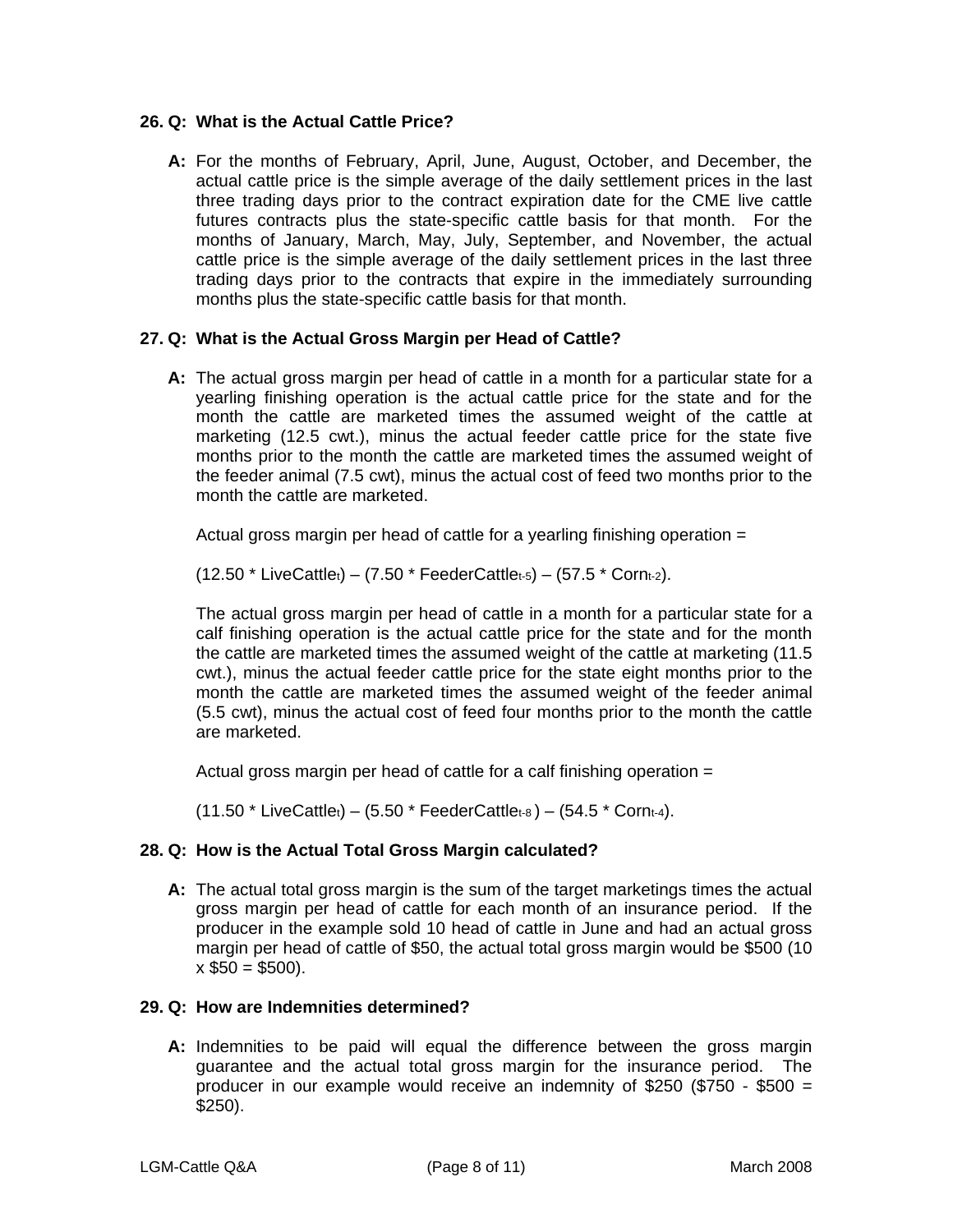**26. Q: What is the Actual Cattle Price?**

**A:** For the months of February, April, June, August, October, and December, the actual cattle price is the simple average of the daily settlement prices in the last three trading days prior to the contract expiration date for the CME live cattle futures contracts plus the state-specific cattle basis for that month. For the months of January, March, May, July, September, and November, the actual cattle price is the simple average of the daily settlement prices in the last three trading days prior to the contracts that expire in the immediately surrounding months plus the state-specific cattle basis for that month.

**27. Q: What is the Actual Gross Margin per Head of Cattle?**

**A:** The actual gross margin per head of cattle in a month for a particular state for a yearling finishing operation is the actual cattle price for the state and for the month the cattle are marketed times the assumed weight of the cattle at marketing (12.5 cwt.), minus the actual feeder cattle price for the state five months prior to the month the cattle are marketed times the assumed weight of the feeder animal (7.5 cwt), minus the actual cost of feed two months prior to the month the cattle are marketed.

Actual gross margin per head of cattle for a yearling finishing operation =

$(12.50 * \text{LiveCattle}_t) – (7.50 * \text{FeederCattle}_{t-5}) – (57.5 * \text{Corn}_{t-2})$.

The actual gross margin per head of cattle in a month for a particular state for a calf finishing operation is the actual cattle price for the state and for the month the cattle are marketed times the assumed weight of the cattle at marketing (11.5 cwt.), minus the actual feeder cattle price for the state eight months prior to the month the cattle are marketed times the assumed weight of the feeder animal (5.5 cwt), minus the actual cost of feed four months prior to the month the cattle are marketed.

Actual gross margin per head of cattle for a calf finishing operation =

$(11.50 * \text{LiveCattle}_t) – (5.50 * \text{FeederCattle}_{t-8}) – (54.5 * \text{Corn}_{t-4})$.

**28. Q: How is the Actual Total Gross Margin calculated?**

**A:** The actual total gross margin is the sum of the target marketings times the actual gross margin per head of cattle for each month of an insurance period. If the producer in the example sold 10 head of cattle in June and had an actual gross margin per head of cattle of $50, the actual total gross margin would be $500 (10 x $50 = $500).

**29. Q: How are Indemnities determined?**

**A:** Indemnities to be paid will equal the difference between the gross margin guarantee and the actual total gross margin for the insurance period. The producer in our example would receive an indemnity of $250 ($750 - $500 = $250).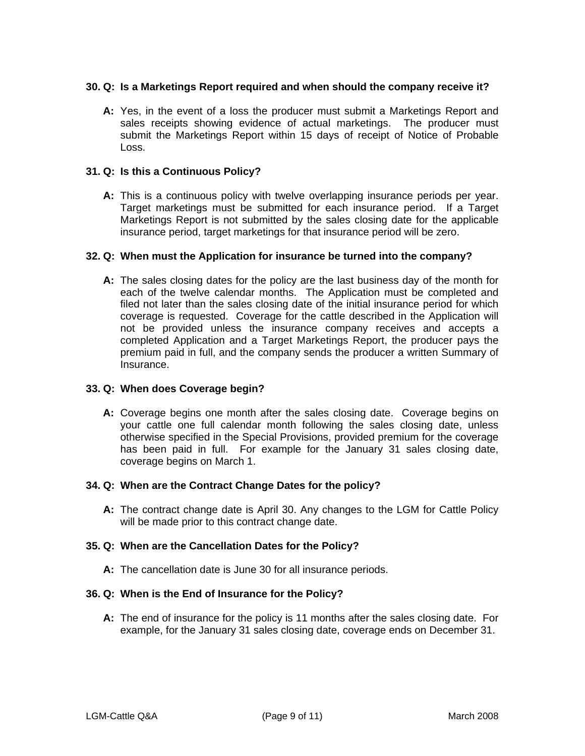**30. Q: Is a Marketings Report required and when should the company receive it?**

**A:** Yes, in the event of a loss the producer must submit a Marketings Report and sales receipts showing evidence of actual marketings. The producer must submit the Marketings Report within 15 days of receipt of Notice of Probable Loss.

**31. Q: Is this a Continuous Policy?**

**A:** This is a continuous policy with twelve overlapping insurance periods per year. Target marketings must be submitted for each insurance period. If a Target Marketings Report is not submitted by the sales closing date for the applicable insurance period, target marketings for that insurance period will be zero.

**32. Q: When must the Application for insurance be turned into the company?**

**A:** The sales closing dates for the policy are the last business day of the month for each of the twelve calendar months. The Application must be completed and filed not later than the sales closing date of the initial insurance period for which coverage is requested. Coverage for the cattle described in the Application will not be provided unless the insurance company receives and accepts a completed Application and a Target Marketings Report, the producer pays the premium paid in full, and the company sends the producer a written Summary of Insurance.

**33. Q: When does Coverage begin?**

**A:** Coverage begins one month after the sales closing date. Coverage begins on your cattle one full calendar month following the sales closing date, unless otherwise specified in the Special Provisions, provided premium for the coverage has been paid in full. For example for the January 31 sales closing date, coverage begins on March 1.

**34. Q: When are the Contract Change Dates for the policy?**

**A:** The contract change date is April 30. Any changes to the LGM for Cattle Policy will be made prior to this contract change date.

**35. Q: When are the Cancellation Dates for the Policy?**

**A:** The cancellation date is June 30 for all insurance periods.

**36. Q: When is the End of Insurance for the Policy?**

**A:** The end of insurance for the policy is 11 months after the sales closing date. For example, for the January 31 sales closing date, coverage ends on December 31.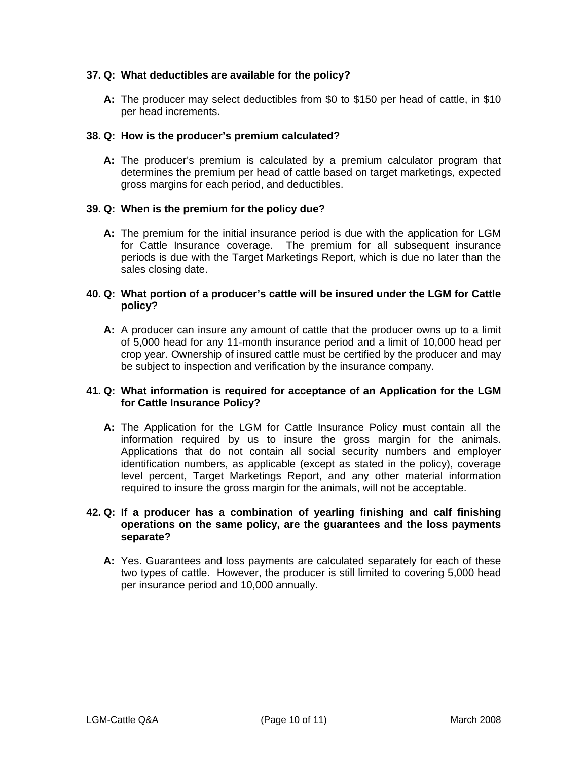**37. Q: What deductibles are available for the policy?**

**A:** The producer may select deductibles from $0 to $150 per head of cattle, in $10 per head increments.

**38. Q: How is the producer's premium calculated?**

**A:** The producer's premium is calculated by a premium calculator program that determines the premium per head of cattle based on target marketings, expected gross margins for each period, and deductibles.

**39. Q: When is the premium for the policy due?**

**A:** The premium for the initial insurance period is due with the application for LGM for Cattle Insurance coverage. The premium for all subsequent insurance periods is due with the Target Marketings Report, which is due no later than the sales closing date.

**40. Q: What portion of a producer's cattle will be insured under the LGM for Cattle policy?**

**A:** A producer can insure any amount of cattle that the producer owns up to a limit of 5,000 head for any 11-month insurance period and a limit of 10,000 head per crop year. Ownership of insured cattle must be certified by the producer and may be subject to inspection and verification by the insurance company.

**41. Q: What information is required for acceptance of an Application for the LGM for Cattle Insurance Policy?**

**A:** The Application for the LGM for Cattle Insurance Policy must contain all the information required by us to insure the gross margin for the animals. Applications that do not contain all social security numbers and employer identification numbers, as applicable (except as stated in the policy), coverage level percent, Target Marketings Report, and any other material information required to insure the gross margin for the animals, will not be acceptable.

**42. Q: If a producer has a combination of yearling finishing and calf finishing operations on the same policy, are the guarantees and the loss payments separate?**

**A:** Yes. Guarantees and loss payments are calculated separately for each of these two types of cattle. However, the producer is still limited to covering 5,000 head per insurance period and 10,000 annually.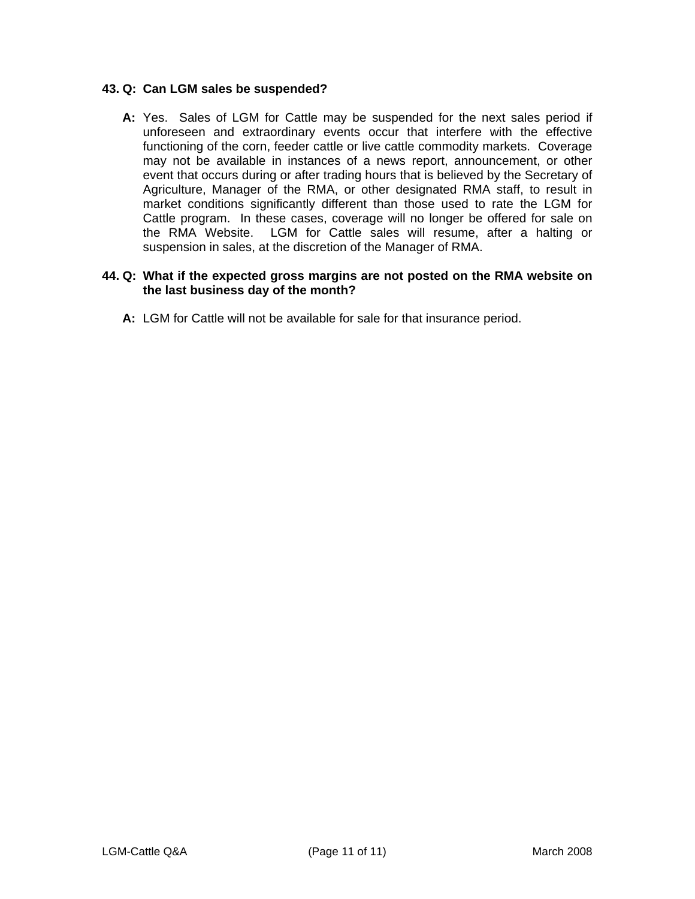**43. Q: Can LGM sales be suspended?**

**A:** Yes. Sales of LGM for Cattle may be suspended for the next sales period if unforeseen and extraordinary events occur that interfere with the effective functioning of the corn, feeder cattle or live cattle commodity markets. Coverage may not be available in instances of a news report, announcement, or other event that occurs during or after trading hours that is believed by the Secretary of Agriculture, Manager of the RMA, or other designated RMA staff, to result in market conditions significantly different than those used to rate the LGM for Cattle program. In these cases, coverage will no longer be offered for sale on the RMA Website. LGM for Cattle sales will resume, after a halting or suspension in sales, at the discretion of the Manager of RMA.

**44. Q: What if the expected gross margins are not posted on the RMA website on the last business day of the month?**

**A:** LGM for Cattle will not be available for sale for that insurance period.